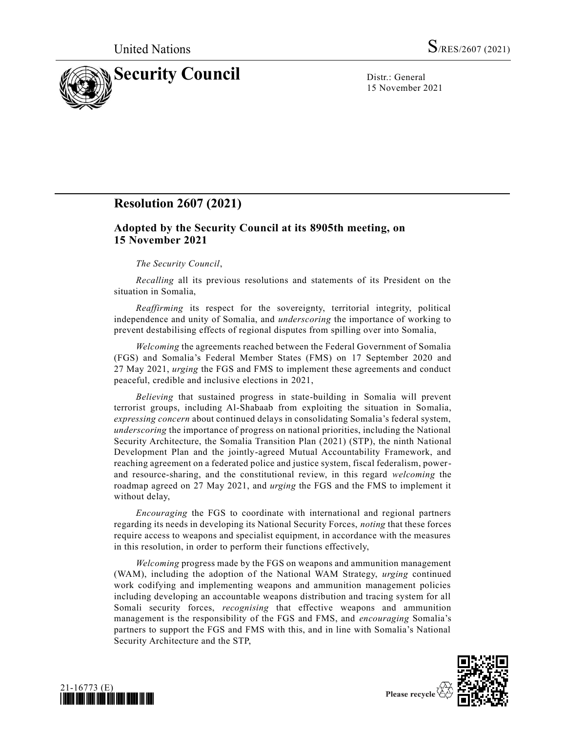United Nations S/RES/2607 (2021)

# Security Council

Distr.: General
15 November 2021

## Resolution 2607 (2021)

### Adopted by the Security Council at its 8905th meeting, on 15 November 2021

*The Security Council*,

*Recalling* all its previous resolutions and statements of its President on the situation in Somalia,

*Reaffirming* its respect for the sovereignty, territorial integrity, political independence and unity of Somalia, and *underscoring* the importance of working to prevent destabilising effects of regional disputes from spilling over into Somalia,

*Welcoming* the agreements reached between the Federal Government of Somalia (FGS) and Somalia's Federal Member States (FMS) on 17 September 2020 and 27 May 2021, *urging* the FGS and FMS to implement these agreements and conduct peaceful, credible and inclusive elections in 2021,

*Believing* that sustained progress in state-building in Somalia will prevent terrorist groups, including Al-Shabaab from exploiting the situation in Somalia, *expressing concern* about continued delays in consolidating Somalia's federal system, *underscoring* the importance of progress on national priorities, including the National Security Architecture, the Somalia Transition Plan (2021) (STP), the ninth National Development Plan and the jointly-agreed Mutual Accountability Framework, and reaching agreement on a federated police and justice system, fiscal federalism, power- and resource-sharing, and the constitutional review, in this regard *welcoming* the roadmap agreed on 27 May 2021, and *urging* the FGS and the FMS to implement it without delay,

*Encouraging* the FGS to coordinate with international and regional partners regarding its needs in developing its National Security Forces, *noting* that these forces require access to weapons and specialist equipment, in accordance with the measures in this resolution, in order to perform their functions effectively,

*Welcoming* progress made by the FGS on weapons and ammunition management (WAM), including the adoption of the National WAM Strategy, *urging* continued work codifying and implementing weapons and ammunition management policies including developing an accountable weapons distribution and tracing system for all Somali security forces, *recognising* that effective weapons and ammunition management is the responsibility of the FGS and FMS, and *encouraging* Somalia's partners to support the FGS and FMS with this, and in line with Somalia's National Security Architecture and the STP,

21-16773 (E)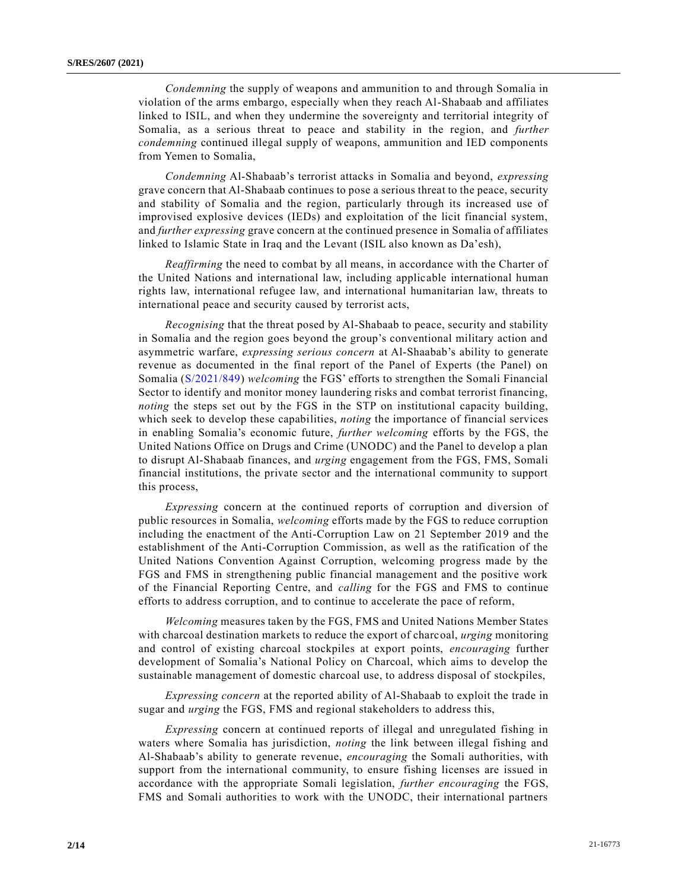*Condemning* the supply of weapons and ammunition to and through Somalia in violation of the arms embargo, especially when they reach Al-Shabaab and affiliates linked to ISIL, and when they undermine the sovereignty and territorial integrity of Somalia, as a serious threat to peace and stability in the region, and *further condemning* continued illegal supply of weapons, ammunition and IED components from Yemen to Somalia,

*Condemning* Al-Shabaab's terrorist attacks in Somalia and beyond, *expressing* grave concern that Al-Shabaab continues to pose a serious threat to the peace, security and stability of Somalia and the region, particularly through its increased use of improvised explosive devices (IEDs) and exploitation of the licit financial system, and *further expressing* grave concern at the continued presence in Somalia of affiliates linked to Islamic State in Iraq and the Levant (ISIL also known as Da'esh),

*Reaffirming* the need to combat by all means, in accordance with the Charter of the United Nations and international law, including applicable international human rights law, international refugee law, and international humanitarian law, threats to international peace and security caused by terrorist acts,

*Recognising* that the threat posed by Al-Shabaab to peace, security and stability in Somalia and the region goes beyond the group's conventional military action and asymmetric warfare, *expressing serious concern* at Al-Shaabab's ability to generate revenue as documented in the final report of the Panel of Experts (the Panel) on Somalia (S/2021/849) *welcoming* the FGS' efforts to strengthen the Somali Financial Sector to identify and monitor money laundering risks and combat terrorist financing, *noting* the steps set out by the FGS in the STP on institutional capacity building, which seek to develop these capabilities, *noting* the importance of financial services in enabling Somalia's economic future, *further welcoming* efforts by the FGS, the United Nations Office on Drugs and Crime (UNODC) and the Panel to develop a plan to disrupt Al-Shabaab finances, and *urging* engagement from the FGS, FMS, Somali financial institutions, the private sector and the international community to support this process,

*Expressing* concern at the continued reports of corruption and diversion of public resources in Somalia, *welcoming* efforts made by the FGS to reduce corruption including the enactment of the Anti-Corruption Law on 21 September 2019 and the establishment of the Anti-Corruption Commission, as well as the ratification of the United Nations Convention Against Corruption, welcoming progress made by the FGS and FMS in strengthening public financial management and the positive work of the Financial Reporting Centre, and *calling* for the FGS and FMS to continue efforts to address corruption, and to continue to accelerate the pace of reform,

*Welcoming* measures taken by the FGS, FMS and United Nations Member States with charcoal destination markets to reduce the export of charcoal, *urging* monitoring and control of existing charcoal stockpiles at export points, *encouraging* further development of Somalia's National Policy on Charcoal, which aims to develop the sustainable management of domestic charcoal use, to address disposal of stockpiles,

*Expressing concern* at the reported ability of Al-Shabaab to exploit the trade in sugar and *urging* the FGS, FMS and regional stakeholders to address this,

*Expressing* concern at continued reports of illegal and unregulated fishing in waters where Somalia has jurisdiction, *noting* the link between illegal fishing and Al-Shabaab's ability to generate revenue, *encouraging* the Somali authorities, with support from the international community, to ensure fishing licenses are issued in accordance with the appropriate Somali legislation, *further encouraging* the FGS, FMS and Somali authorities to work with the UNODC, their international partners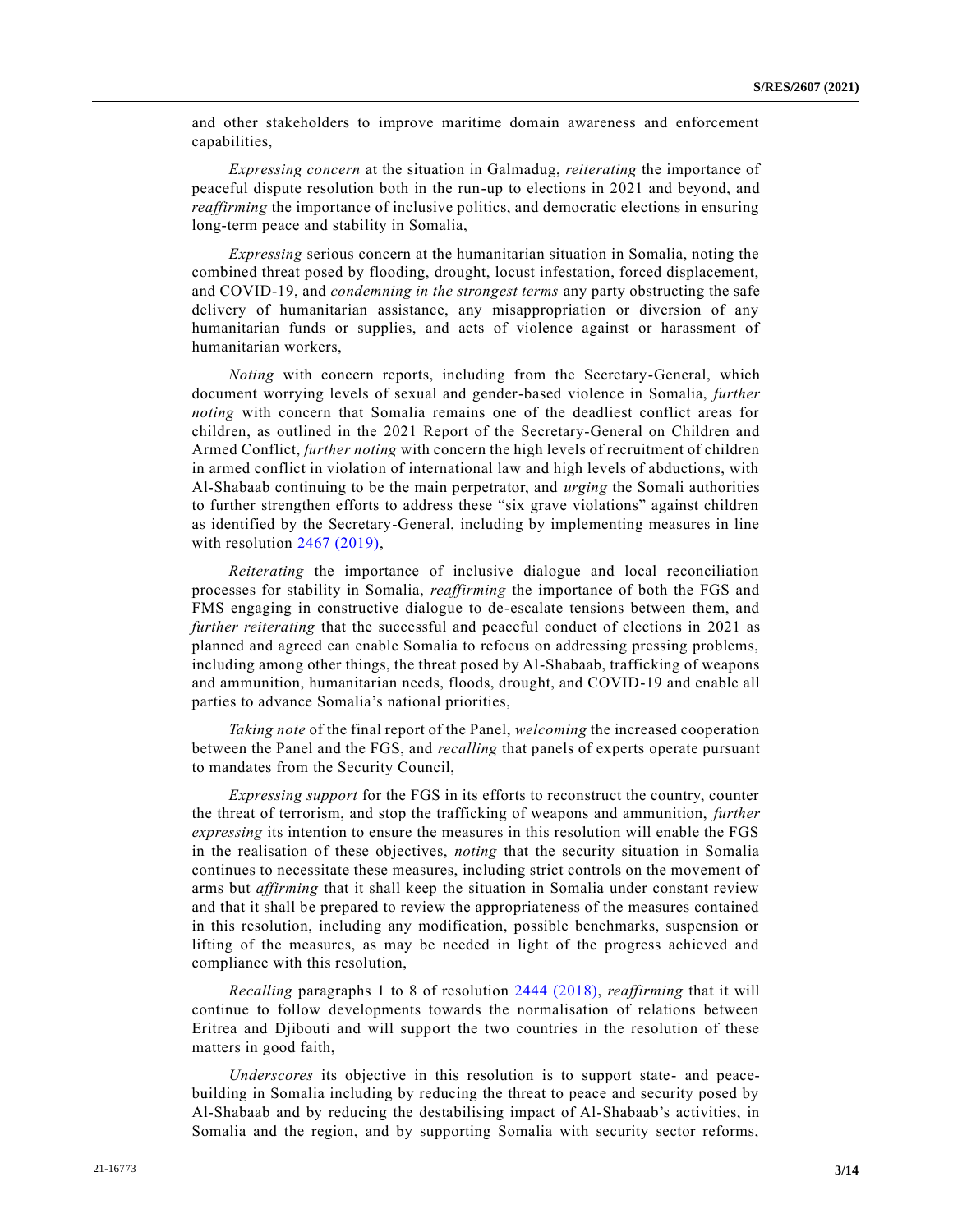and other stakeholders to improve maritime domain awareness and enforcement capabilities,

*Expressing concern* at the situation in Galmadug, *reiterating* the importance of peaceful dispute resolution both in the run-up to elections in 2021 and beyond, and *reaffirming* the importance of inclusive politics, and democratic elections in ensuring long-term peace and stability in Somalia,

*Expressing* serious concern at the humanitarian situation in Somalia, noting the combined threat posed by flooding, drought, locust infestation, forced displacement, and COVID-19, and *condemning in the strongest terms* any party obstructing the safe delivery of humanitarian assistance, any misappropriation or diversion of any humanitarian funds or supplies, and acts of violence against or harassment of humanitarian workers,

*Noting* with concern reports, including from the Secretary-General, which document worrying levels of sexual and gender-based violence in Somalia, *further noting* with concern that Somalia remains one of the deadliest conflict areas for children, as outlined in the 2021 Report of the Secretary-General on Children and Armed Conflict, *further noting* with concern the high levels of recruitment of children in armed conflict in violation of international law and high levels of abductions, with Al-Shabaab continuing to be the main perpetrator, and *urging* the Somali authorities to further strengthen efforts to address these "six grave violations" against children as identified by the Secretary-General, including by implementing measures in line with resolution 2467 (2019),

*Reiterating* the importance of inclusive dialogue and local reconciliation processes for stability in Somalia, *reaffirming* the importance of both the FGS and FMS engaging in constructive dialogue to de-escalate tensions between them, and *further reiterating* that the successful and peaceful conduct of elections in 2021 as planned and agreed can enable Somalia to refocus on addressing pressing problems, including among other things, the threat posed by Al-Shabaab, trafficking of weapons and ammunition, humanitarian needs, floods, drought, and COVID-19 and enable all parties to advance Somalia's national priorities,

*Taking note* of the final report of the Panel, *welcoming* the increased cooperation between the Panel and the FGS, and *recalling* that panels of experts operate pursuant to mandates from the Security Council,

*Expressing support* for the FGS in its efforts to reconstruct the country, counter the threat of terrorism, and stop the trafficking of weapons and ammunition, *further expressing* its intention to ensure the measures in this resolution will enable the FGS in the realisation of these objectives, *noting* that the security situation in Somalia continues to necessitate these measures, including strict controls on the movement of arms but *affirming* that it shall keep the situation in Somalia under constant review and that it shall be prepared to review the appropriateness of the measures contained in this resolution, including any modification, possible benchmarks, suspension or lifting of the measures, as may be needed in light of the progress achieved and compliance with this resolution,

*Recalling* paragraphs 1 to 8 of resolution 2444 (2018), *reaffirming* that it will continue to follow developments towards the normalisation of relations between Eritrea and Djibouti and will support the two countries in the resolution of these matters in good faith,

*Underscores* its objective in this resolution is to support state- and peace-building in Somalia including by reducing the threat to peace and security posed by Al-Shabaab and by reducing the destabilising impact of Al-Shabaab's activities, in Somalia and the region, and by supporting Somalia with security sector reforms,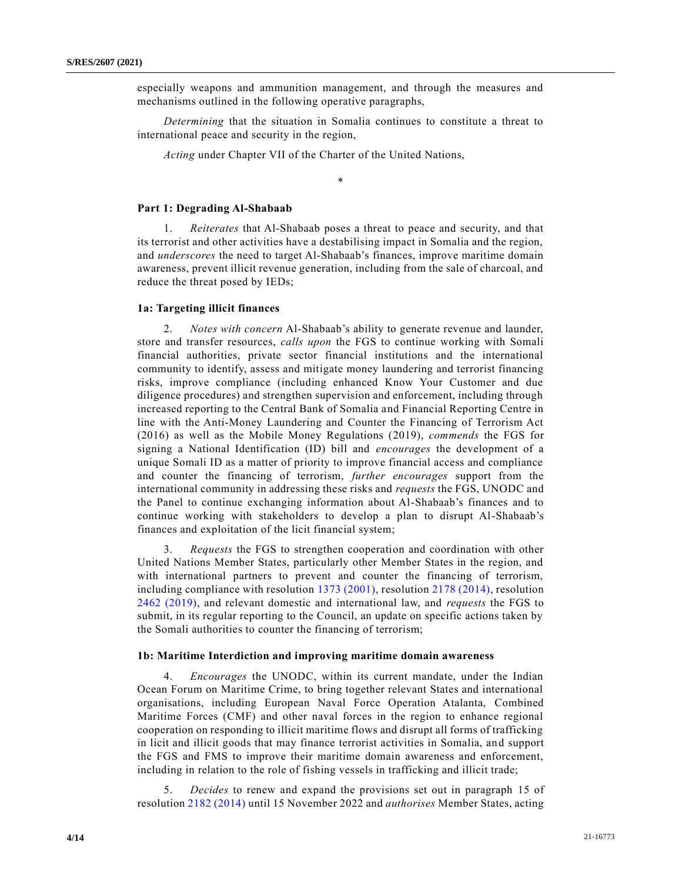especially weapons and ammunition management, and through the measures and mechanisms outlined in the following operative paragraphs,

*Determining* that the situation in Somalia continues to constitute a threat to international peace and security in the region,

*Acting* under Chapter VII of the Charter of the United Nations,

*

**Part 1: Degrading Al-Shabaab**

1. *Reiterates* that Al-Shabaab poses a threat to peace and security, and that its terrorist and other activities have a destabilising impact in Somalia and the region, and *underscores* the need to target Al-Shabaab's finances, improve maritime domain awareness, prevent illicit revenue generation, including from the sale of charcoal, and reduce the threat posed by IEDs;

**1a: Targeting illicit finances**

2. *Notes with concern* Al-Shabaab's ability to generate revenue and launder, store and transfer resources, *calls upon* the FGS to continue working with Somali financial authorities, private sector financial institutions and the international community to identify, assess and mitigate money laundering and terrorist financing risks, improve compliance (including enhanced Know Your Customer and due diligence procedures) and strengthen supervision and enforcement, including through increased reporting to the Central Bank of Somalia and Financial Reporting Centre in line with the Anti-Money Laundering and Counter the Financing of Terrorism Act (2016) as well as the Mobile Money Regulations (2019), *commends* the FGS for signing a National Identification (ID) bill and *encourages* the development of a unique Somali ID as a matter of priority to improve financial access and compliance and counter the financing of terrorism, *further encourages* support from the international community in addressing these risks and *requests* the FGS, UNODC and the Panel to continue exchanging information about Al-Shabaab's finances and to continue working with stakeholders to develop a plan to disrupt Al-Shabaab's finances and exploitation of the licit financial system;

3. *Requests* the FGS to strengthen cooperation and coordination with other United Nations Member States, particularly other Member States in the region, and with international partners to prevent and counter the financing of terrorism, including compliance with resolution 1373 (2001), resolution 2178 (2014), resolution 2462 (2019), and relevant domestic and international law, and *requests* the FGS to submit, in its regular reporting to the Council, an update on specific actions taken by the Somali authorities to counter the financing of terrorism;

**1b: Maritime Interdiction and improving maritime domain awareness**

4. *Encourages* the UNODC, within its current mandate, under the Indian Ocean Forum on Maritime Crime, to bring together relevant States and international organisations, including European Naval Force Operation Atalanta, Combined Maritime Forces (CMF) and other naval forces in the region to enhance regional cooperation on responding to illicit maritime flows and disrupt all forms of trafficking in licit and illicit goods that may finance terrorist activities in Somalia, and support the FGS and FMS to improve their maritime domain awareness and enforcement, including in relation to the role of fishing vessels in trafficking and illicit trade;

5. *Decides* to renew and expand the provisions set out in paragraph 15 of resolution 2182 (2014) until 15 November 2022 and *authorises* Member States, acting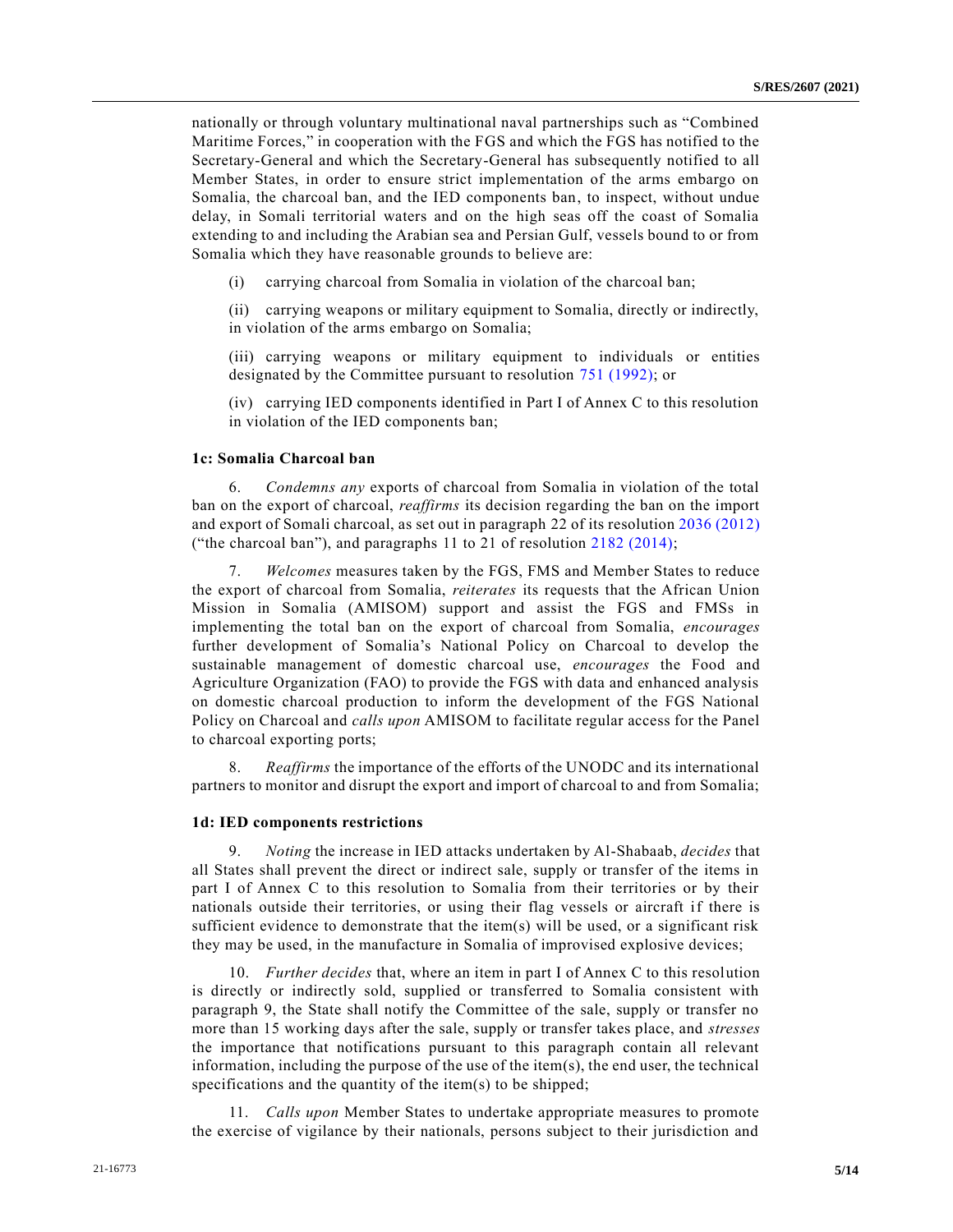nationally or through voluntary multinational naval partnerships such as "Combined Maritime Forces," in cooperation with the FGS and which the FGS has notified to the Secretary-General and which the Secretary-General has subsequently notified to all Member States, in order to ensure strict implementation of the arms embargo on Somalia, the charcoal ban, and the IED components ban, to inspect, without undue delay, in Somali territorial waters and on the high seas off the coast of Somalia extending to and including the Arabian sea and Persian Gulf, vessels bound to or from Somalia which they have reasonable grounds to believe are:

(i) carrying charcoal from Somalia in violation of the charcoal ban;

(ii) carrying weapons or military equipment to Somalia, directly or indirectly, in violation of the arms embargo on Somalia;

(iii) carrying weapons or military equipment to individuals or entities designated by the Committee pursuant to resolution 751 (1992); or

(iv) carrying IED components identified in Part I of Annex C to this resolution in violation of the IED components ban;

### 1c: Somalia Charcoal ban

6. *Condemns any* exports of charcoal from Somalia in violation of the total ban on the export of charcoal, *reaffirms* its decision regarding the ban on the import and export of Somali charcoal, as set out in paragraph 22 of its resolution 2036 (2012) ("the charcoal ban"), and paragraphs 11 to 21 of resolution 2182 (2014);

7. *Welcomes* measures taken by the FGS, FMS and Member States to reduce the export of charcoal from Somalia, *reiterates* its requests that the African Union Mission in Somalia (AMISOM) support and assist the FGS and FMSs in implementing the total ban on the export of charcoal from Somalia, *encourages* further development of Somalia's National Policy on Charcoal to develop the sustainable management of domestic charcoal use, *encourages* the Food and Agriculture Organization (FAO) to provide the FGS with data and enhanced analysis on domestic charcoal production to inform the development of the FGS National Policy on Charcoal and *calls upon* AMISOM to facilitate regular access for the Panel to charcoal exporting ports;

8. *Reaffirms* the importance of the efforts of the UNODC and its international partners to monitor and disrupt the export and import of charcoal to and from Somalia;

### 1d: IED components restrictions

9. *Noting* the increase in IED attacks undertaken by Al-Shabaab, *decides* that all States shall prevent the direct or indirect sale, supply or transfer of the items in part I of Annex C to this resolution to Somalia from their territories or by their nationals outside their territories, or using their flag vessels or aircraft if there is sufficient evidence to demonstrate that the item(s) will be used, or a significant risk they may be used, in the manufacture in Somalia of improvised explosive devices;

10. *Further decides* that, where an item in part I of Annex C to this resolution is directly or indirectly sold, supplied or transferred to Somalia consistent with paragraph 9, the State shall notify the Committee of the sale, supply or transfer no more than 15 working days after the sale, supply or transfer takes place, and *stresses* the importance that notifications pursuant to this paragraph contain all relevant information, including the purpose of the use of the item(s), the end user, the technical specifications and the quantity of the item(s) to be shipped;

11. *Calls upon* Member States to undertake appropriate measures to promote the exercise of vigilance by their nationals, persons subject to their jurisdiction and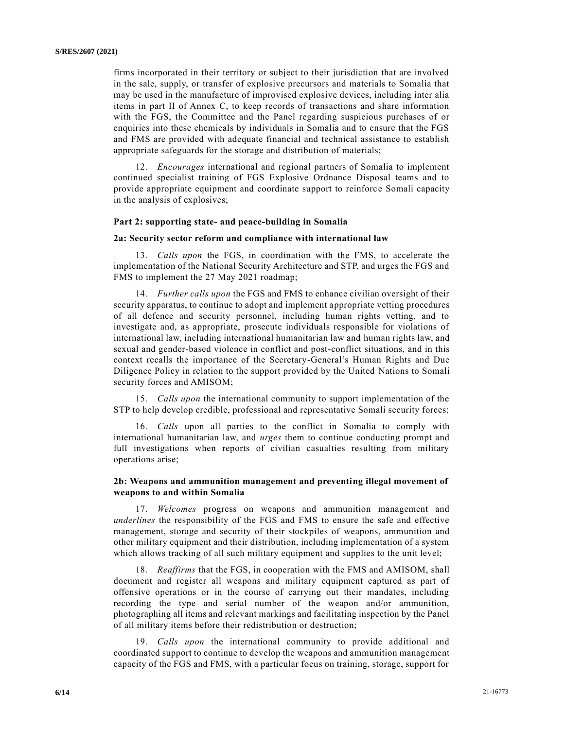firms incorporated in their territory or subject to their jurisdiction that are involved in the sale, supply, or transfer of explosive precursors and materials to Somalia that may be used in the manufacture of improvised explosive devices, including inter alia items in part II of Annex C, to keep records of transactions and share information with the FGS, the Committee and the Panel regarding suspicious purchases of or enquiries into these chemicals by individuals in Somalia and to ensure that the FGS and FMS are provided with adequate financial and technical assistance to establish appropriate safeguards for the storage and distribution of materials;

12. *Encourages* international and regional partners of Somalia to implement continued specialist training of FGS Explosive Ordnance Disposal teams and to provide appropriate equipment and coordinate support to reinforce Somali capacity in the analysis of explosives;

### Part 2: supporting state- and peace-building in Somalia

#### 2a: Security sector reform and compliance with international law

13. *Calls upon* the FGS, in coordination with the FMS, to accelerate the implementation of the National Security Architecture and STP, and urges the FGS and FMS to implement the 27 May 2021 roadmap;

14. *Further calls upon* the FGS and FMS to enhance civilian oversight of their security apparatus, to continue to adopt and implement appropriate vetting procedures of all defence and security personnel, including human rights vetting, and to investigate and, as appropriate, prosecute individuals responsible for violations of international law, including international humanitarian law and human rights law, and sexual and gender-based violence in conflict and post-conflict situations, and in this context recalls the importance of the Secretary-General's Human Rights and Due Diligence Policy in relation to the support provided by the United Nations to Somali security forces and AMISOM;

15. *Calls upon* the international community to support implementation of the STP to help develop credible, professional and representative Somali security forces;

16. *Calls* upon all parties to the conflict in Somalia to comply with international humanitarian law, and *urges* them to continue conducting prompt and full investigations when reports of civilian casualties resulting from military operations arise;

#### 2b: Weapons and ammunition management and preventing illegal movement of weapons to and within Somalia

17. *Welcomes* progress on weapons and ammunition management and *underlines* the responsibility of the FGS and FMS to ensure the safe and effective management, storage and security of their stockpiles of weapons, ammunition and other military equipment and their distribution, including implementation of a system which allows tracking of all such military equipment and supplies to the unit level;

18. *Reaffirms* that the FGS, in cooperation with the FMS and AMISOM, shall document and register all weapons and military equipment captured as part of offensive operations or in the course of carrying out their mandates, including recording the type and serial number of the weapon and/or ammunition, photographing all items and relevant markings and facilitating inspection by the Panel of all military items before their redistribution or destruction;

19. *Calls upon* the international community to provide additional and coordinated support to continue to develop the weapons and ammunition management capacity of the FGS and FMS, with a particular focus on training, storage, support for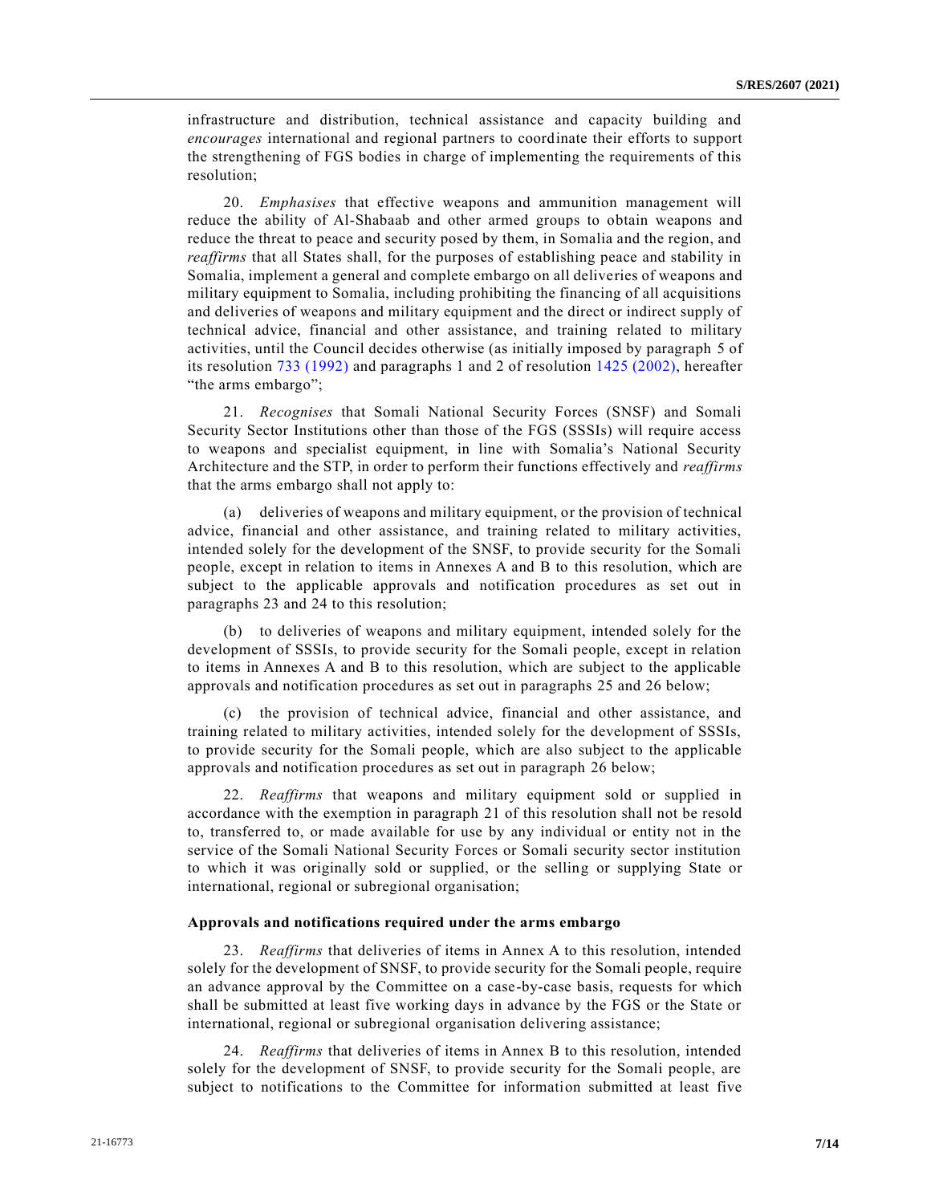infrastructure and distribution, technical assistance and capacity building and *encourages* international and regional partners to coordinate their efforts to support the strengthening of FGS bodies in charge of implementing the requirements of this resolution;

20. *Emphasises* that effective weapons and ammunition management will reduce the ability of Al-Shabaab and other armed groups to obtain weapons and reduce the threat to peace and security posed by them, in Somalia and the region, and *reaffirms* that all States shall, for the purposes of establishing peace and stability in Somalia, implement a general and complete embargo on all deliveries of weapons and military equipment to Somalia, including prohibiting the financing of all acquisitions and deliveries of weapons and military equipment and the direct or indirect supply of technical advice, financial and other assistance, and training related to military activities, until the Council decides otherwise (as initially imposed by paragraph 5 of its resolution 733 (1992) and paragraphs 1 and 2 of resolution 1425 (2002), hereafter "the arms embargo";

21. *Recognises* that Somali National Security Forces (SNSF) and Somali Security Sector Institutions other than those of the FGS (SSSIs) will require access to weapons and specialist equipment, in line with Somalia's National Security Architecture and the STP, in order to perform their functions effectively and *reaffirms* that the arms embargo shall not apply to:

(a) deliveries of weapons and military equipment, or the provision of technical advice, financial and other assistance, and training related to military activities, intended solely for the development of the SNSF, to provide security for the Somali people, except in relation to items in Annexes A and B to this resolution, which are subject to the applicable approvals and notification procedures as set out in paragraphs 23 and 24 to this resolution;

(b) to deliveries of weapons and military equipment, intended solely for the development of SSSIs, to provide security for the Somali people, except in relation to items in Annexes A and B to this resolution, which are subject to the applicable approvals and notification procedures as set out in paragraphs 25 and 26 below;

(c) the provision of technical advice, financial and other assistance, and training related to military activities, intended solely for the development of SSSIs, to provide security for the Somali people, which are also subject to the applicable approvals and notification procedures as set out in paragraph 26 below;

22. *Reaffirms* that weapons and military equipment sold or supplied in accordance with the exemption in paragraph 21 of this resolution shall not be resold to, transferred to, or made available for use by any individual or entity not in the service of the Somali National Security Forces or Somali security sector institution to which it was originally sold or supplied, or the selling or supplying State or international, regional or subregional organisation;

**Approvals and notifications required under the arms embargo**

23. *Reaffirms* that deliveries of items in Annex A to this resolution, intended solely for the development of SNSF, to provide security for the Somali people, require an advance approval by the Committee on a case-by-case basis, requests for which shall be submitted at least five working days in advance by the FGS or the State or international, regional or subregional organisation delivering assistance;

24. *Reaffirms* that deliveries of items in Annex B to this resolution, intended solely for the development of SNSF, to provide security for the Somali people, are subject to notifications to the Committee for information submitted at least five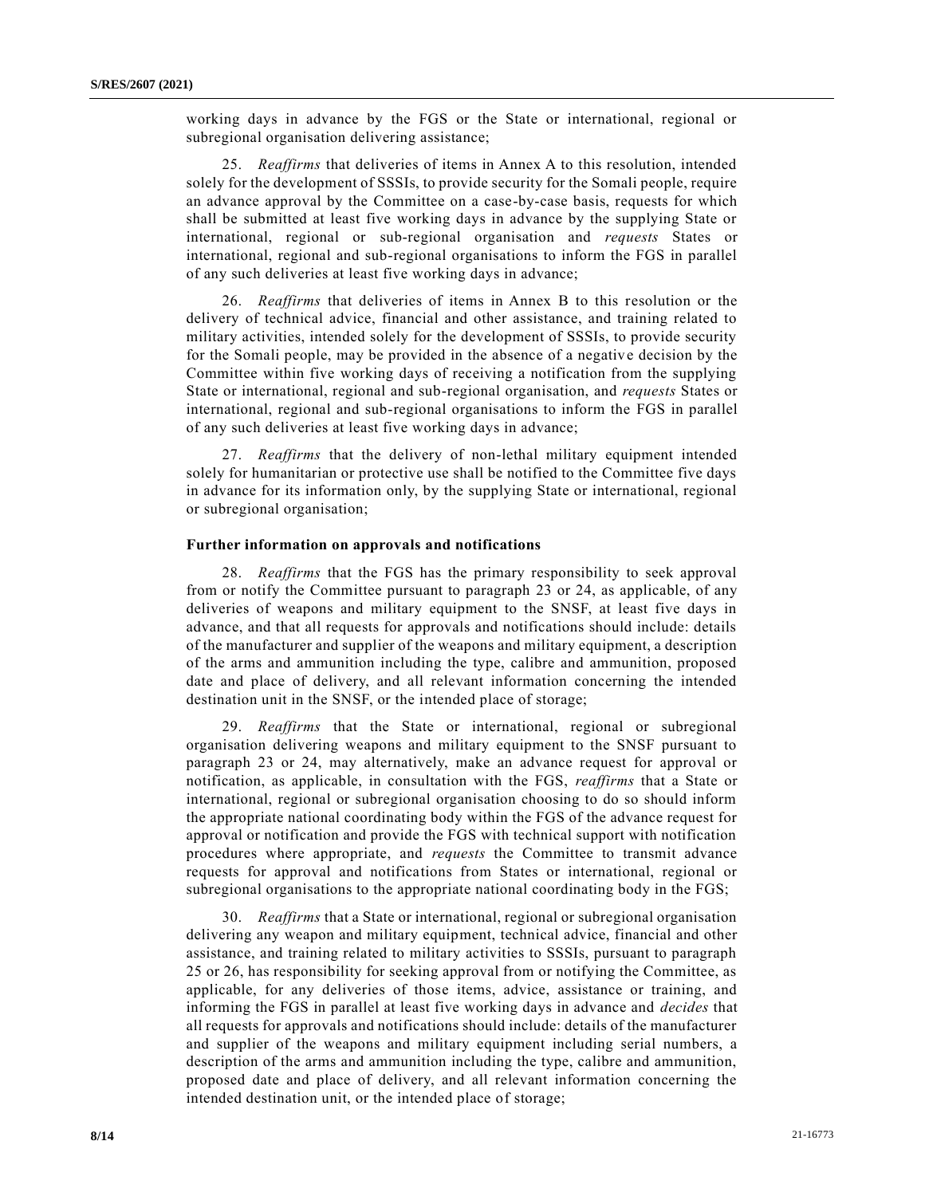working days in advance by the FGS or the State or international, regional or subregional organisation delivering assistance;

25. *Reaffirms* that deliveries of items in Annex A to this resolution, intended solely for the development of SSSIs, to provide security for the Somali people, require an advance approval by the Committee on a case-by-case basis, requests for which shall be submitted at least five working days in advance by the supplying State or international, regional or sub-regional organisation and *requests* States or international, regional and sub-regional organisations to inform the FGS in parallel of any such deliveries at least five working days in advance;

26. *Reaffirms* that deliveries of items in Annex B to this resolution or the delivery of technical advice, financial and other assistance, and training related to military activities, intended solely for the development of SSSIs, to provide security for the Somali people, may be provided in the absence of a negative decision by the Committee within five working days of receiving a notification from the supplying State or international, regional and sub-regional organisation, and *requests* States or international, regional and sub-regional organisations to inform the FGS in parallel of any such deliveries at least five working days in advance;

27. *Reaffirms* that the delivery of non-lethal military equipment intended solely for humanitarian or protective use shall be notified to the Committee five days in advance for its information only, by the supplying State or international, regional or subregional organisation;

**Further information on approvals and notifications**

28. *Reaffirms* that the FGS has the primary responsibility to seek approval from or notify the Committee pursuant to paragraph 23 or 24, as applicable, of any deliveries of weapons and military equipment to the SNSF, at least five days in advance, and that all requests for approvals and notifications should include: details of the manufacturer and supplier of the weapons and military equipment, a description of the arms and ammunition including the type, calibre and ammunition, proposed date and place of delivery, and all relevant information concerning the intended destination unit in the SNSF, or the intended place of storage;

29. *Reaffirms* that the State or international, regional or subregional organisation delivering weapons and military equipment to the SNSF pursuant to paragraph 23 or 24, may alternatively, make an advance request for approval or notification, as applicable, in consultation with the FGS, *reaffirms* that a State or international, regional or subregional organisation choosing to do so should inform the appropriate national coordinating body within the FGS of the advance request for approval or notification and provide the FGS with technical support with notification procedures where appropriate, and *requests* the Committee to transmit advance requests for approval and notifications from States or international, regional or subregional organisations to the appropriate national coordinating body in the FGS;

30. *Reaffirms* that a State or international, regional or subregional organisation delivering any weapon and military equipment, technical advice, financial and other assistance, and training related to military activities to SSSIs, pursuant to paragraph 25 or 26, has responsibility for seeking approval from or notifying the Committee, as applicable, for any deliveries of those items, advice, assistance or training, and informing the FGS in parallel at least five working days in advance and *decides* that all requests for approvals and notifications should include: details of the manufacturer and supplier of the weapons and military equipment including serial numbers, a description of the arms and ammunition including the type, calibre and ammunition, proposed date and place of delivery, and all relevant information concerning the intended destination unit, or the intended place of storage;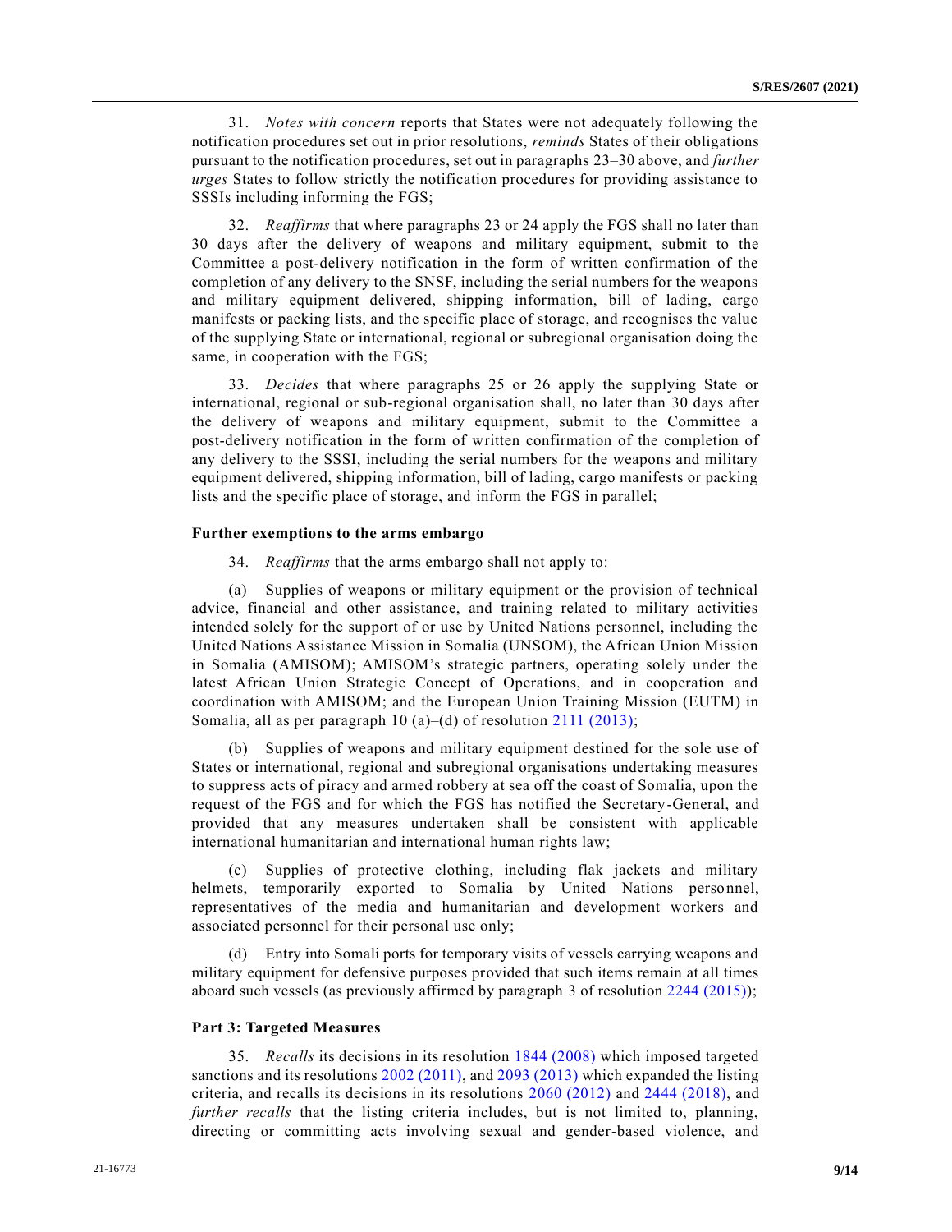31. *Notes with concern* reports that States were not adequately following the notification procedures set out in prior resolutions, *reminds* States of their obligations pursuant to the notification procedures, set out in paragraphs 23–30 above, and *further urges* States to follow strictly the notification procedures for providing assistance to SSSIs including informing the FGS;

32. *Reaffirms* that where paragraphs 23 or 24 apply the FGS shall no later than 30 days after the delivery of weapons and military equipment, submit to the Committee a post-delivery notification in the form of written confirmation of the completion of any delivery to the SNSF, including the serial numbers for the weapons and military equipment delivered, shipping information, bill of lading, cargo manifests or packing lists, and the specific place of storage, and recognises the value of the supplying State or international, regional or subregional organisation doing the same, in cooperation with the FGS;

33. *Decides* that where paragraphs 25 or 26 apply the supplying State or international, regional or sub-regional organisation shall, no later than 30 days after the delivery of weapons and military equipment, submit to the Committee a post-delivery notification in the form of written confirmation of the completion of any delivery to the SSSI, including the serial numbers for the weapons and military equipment delivered, shipping information, bill of lading, cargo manifests or packing lists and the specific place of storage, and inform the FGS in parallel;

**Further exemptions to the arms embargo**

34. *Reaffirms* that the arms embargo shall not apply to:

(a) Supplies of weapons or military equipment or the provision of technical advice, financial and other assistance, and training related to military activities intended solely for the support of or use by United Nations personnel, including the United Nations Assistance Mission in Somalia (UNSOM), the African Union Mission in Somalia (AMISOM); AMISOM's strategic partners, operating solely under the latest African Union Strategic Concept of Operations, and in cooperation and coordination with AMISOM; and the European Union Training Mission (EUTM) in Somalia, all as per paragraph 10 (a)–(d) of resolution 2111 (2013);

(b) Supplies of weapons and military equipment destined for the sole use of States or international, regional and subregional organisations undertaking measures to suppress acts of piracy and armed robbery at sea off the coast of Somalia, upon the request of the FGS and for which the FGS has notified the Secretary-General, and provided that any measures undertaken shall be consistent with applicable international humanitarian and international human rights law;

(c) Supplies of protective clothing, including flak jackets and military helmets, temporarily exported to Somalia by United Nations personnel, representatives of the media and humanitarian and development workers and associated personnel for their personal use only;

(d) Entry into Somali ports for temporary visits of vessels carrying weapons and military equipment for defensive purposes provided that such items remain at all times aboard such vessels (as previously affirmed by paragraph 3 of resolution 2244 (2015));

**Part 3: Targeted Measures**

35. *Recalls* its decisions in its resolution 1844 (2008) which imposed targeted sanctions and its resolutions 2002 (2011), and 2093 (2013) which expanded the listing criteria, and recalls its decisions in its resolutions 2060 (2012) and 2444 (2018), and *further recalls* that the listing criteria includes, but is not limited to, planning, directing or committing acts involving sexual and gender-based violence, and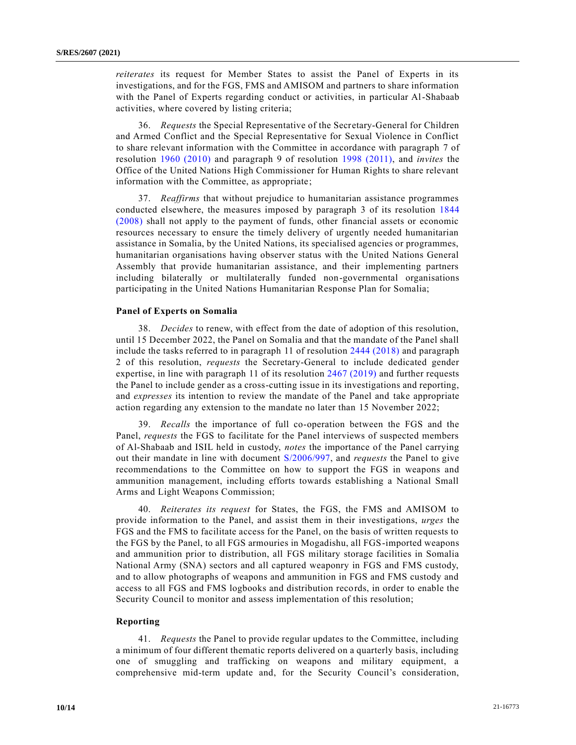*reiterates* its request for Member States to assist the Panel of Experts in its investigations, and for the FGS, FMS and AMISOM and partners to share information with the Panel of Experts regarding conduct or activities, in particular Al-Shabaab activities, where covered by listing criteria;

36. *Requests* the Special Representative of the Secretary-General for Children and Armed Conflict and the Special Representative for Sexual Violence in Conflict to share relevant information with the Committee in accordance with paragraph 7 of resolution 1960 (2010) and paragraph 9 of resolution 1998 (2011), and *invites* the Office of the United Nations High Commissioner for Human Rights to share relevant information with the Committee, as appropriate;

37. *Reaffirms* that without prejudice to humanitarian assistance programmes conducted elsewhere, the measures imposed by paragraph 3 of its resolution 1844 (2008) shall not apply to the payment of funds, other financial assets or economic resources necessary to ensure the timely delivery of urgently needed humanitarian assistance in Somalia, by the United Nations, its specialised agencies or programmes, humanitarian organisations having observer status with the United Nations General Assembly that provide humanitarian assistance, and their implementing partners including bilaterally or multilaterally funded non-governmental organisations participating in the United Nations Humanitarian Response Plan for Somalia;

### Panel of Experts on Somalia

38. *Decides* to renew, with effect from the date of adoption of this resolution, until 15 December 2022, the Panel on Somalia and that the mandate of the Panel shall include the tasks referred to in paragraph 11 of resolution 2444 (2018) and paragraph 2 of this resolution, *requests* the Secretary-General to include dedicated gender expertise, in line with paragraph 11 of its resolution 2467 (2019) and further requests the Panel to include gender as a cross-cutting issue in its investigations and reporting, and *expresses* its intention to review the mandate of the Panel and take appropriate action regarding any extension to the mandate no later than 15 November 2022;

39. *Recalls* the importance of full co-operation between the FGS and the Panel, *requests* the FGS to facilitate for the Panel interviews of suspected members of Al-Shabaab and ISIL held in custody, *notes* the importance of the Panel carrying out their mandate in line with document S/2006/997, and *requests* the Panel to give recommendations to the Committee on how to support the FGS in weapons and ammunition management, including efforts towards establishing a National Small Arms and Light Weapons Commission;

40. *Reiterates its request* for States, the FGS, the FMS and AMISOM to provide information to the Panel, and assist them in their investigations, *urges* the FGS and the FMS to facilitate access for the Panel, on the basis of written requests to the FGS by the Panel, to all FGS armouries in Mogadishu, all FGS-imported weapons and ammunition prior to distribution, all FGS military storage facilities in Somalia National Army (SNA) sectors and all captured weaponry in FGS and FMS custody, and to allow photographs of weapons and ammunition in FGS and FMS custody and access to all FGS and FMS logbooks and distribution records, in order to enable the Security Council to monitor and assess implementation of this resolution;

### Reporting

41. *Requests* the Panel to provide regular updates to the Committee, including a minimum of four different thematic reports delivered on a quarterly basis, including one of smuggling and trafficking on weapons and military equipment, a comprehensive mid-term update and, for the Security Council's consideration,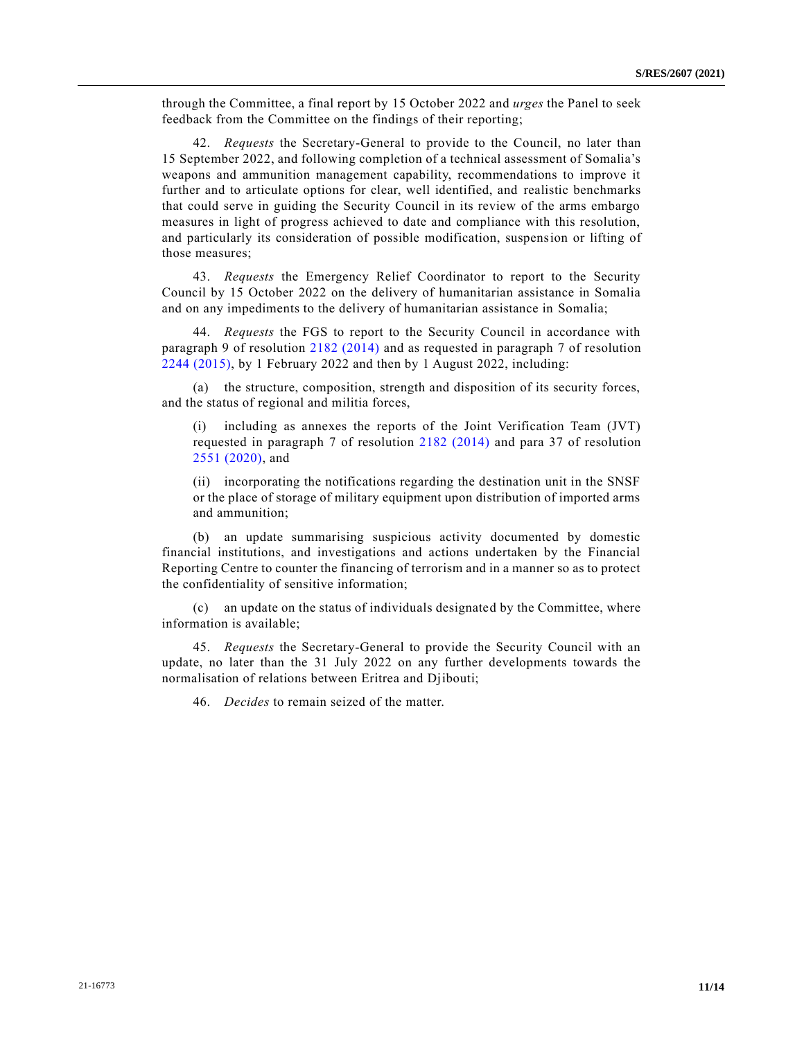through the Committee, a final report by 15 October 2022 and *urges* the Panel to seek feedback from the Committee on the findings of their reporting;

42. *Requests* the Secretary-General to provide to the Council, no later than 15 September 2022, and following completion of a technical assessment of Somalia's weapons and ammunition management capability, recommendations to improve it further and to articulate options for clear, well identified, and realistic benchmarks that could serve in guiding the Security Council in its review of the arms embargo measures in light of progress achieved to date and compliance with this resolution, and particularly its consideration of possible modification, suspension or lifting of those measures;

43. *Requests* the Emergency Relief Coordinator to report to the Security Council by 15 October 2022 on the delivery of humanitarian assistance in Somalia and on any impediments to the delivery of humanitarian assistance in Somalia;

44. *Requests* the FGS to report to the Security Council in accordance with paragraph 9 of resolution 2182 (2014) and as requested in paragraph 7 of resolution 2244 (2015), by 1 February 2022 and then by 1 August 2022, including:

(a) the structure, composition, strength and disposition of its security forces, and the status of regional and militia forces,

> (i) including as annexes the reports of the Joint Verification Team (JVT) requested in paragraph 7 of resolution 2182 (2014) and para 37 of resolution 2551 (2020), and
>
> (ii) incorporating the notifications regarding the destination unit in the SNSF or the place of storage of military equipment upon distribution of imported arms and ammunition;

(b) an update summarising suspicious activity documented by domestic financial institutions, and investigations and actions undertaken by the Financial Reporting Centre to counter the financing of terrorism and in a manner so as to protect the confidentiality of sensitive information;

(c) an update on the status of individuals designated by the Committee, where information is available;

45. *Requests* the Secretary-General to provide the Security Council with an update, no later than the 31 July 2022 on any further developments towards the normalisation of relations between Eritrea and Djibouti;

46. *Decides* to remain seized of the matter.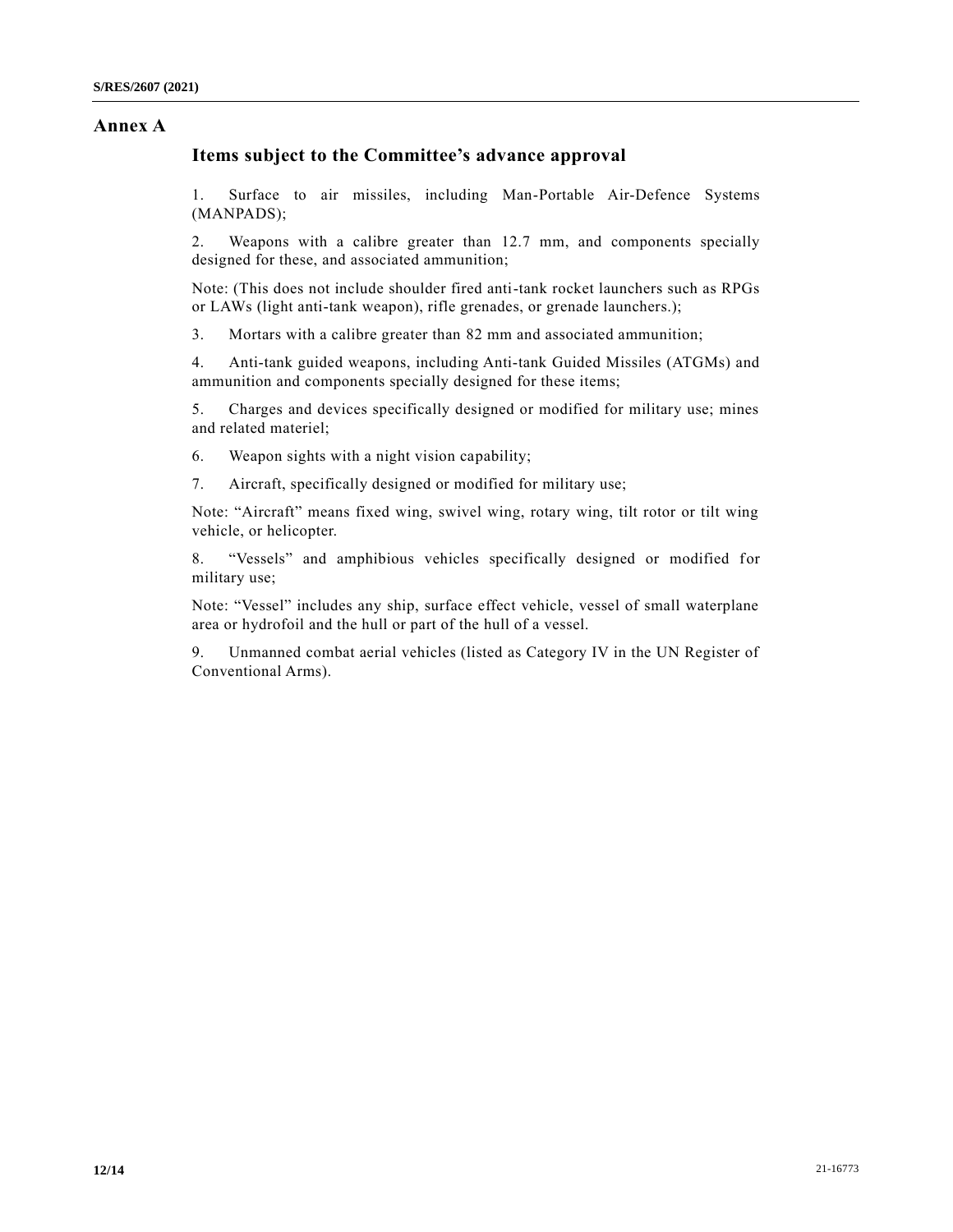# Annex A

## Items subject to the Committee's advance approval

1. Surface to air missiles, including Man-Portable Air-Defence Systems (MANPADS);

2. Weapons with a calibre greater than 12.7 mm, and components specially designed for these, and associated ammunition;

Note: (This does not include shoulder fired anti-tank rocket launchers such as RPGs or LAWs (light anti-tank weapon), rifle grenades, or grenade launchers.);

3. Mortars with a calibre greater than 82 mm and associated ammunition;

4. Anti-tank guided weapons, including Anti-tank Guided Missiles (ATGMs) and ammunition and components specially designed for these items;

5. Charges and devices specifically designed or modified for military use; mines and related materiel;

6. Weapon sights with a night vision capability;

7. Aircraft, specifically designed or modified for military use;

Note: "Aircraft" means fixed wing, swivel wing, rotary wing, tilt rotor or tilt wing vehicle, or helicopter.

8. "Vessels" and amphibious vehicles specifically designed or modified for military use;

Note: "Vessel" includes any ship, surface effect vehicle, vessel of small waterplane area or hydrofoil and the hull or part of the hull of a vessel.

9. Unmanned combat aerial vehicles (listed as Category IV in the UN Register of Conventional Arms).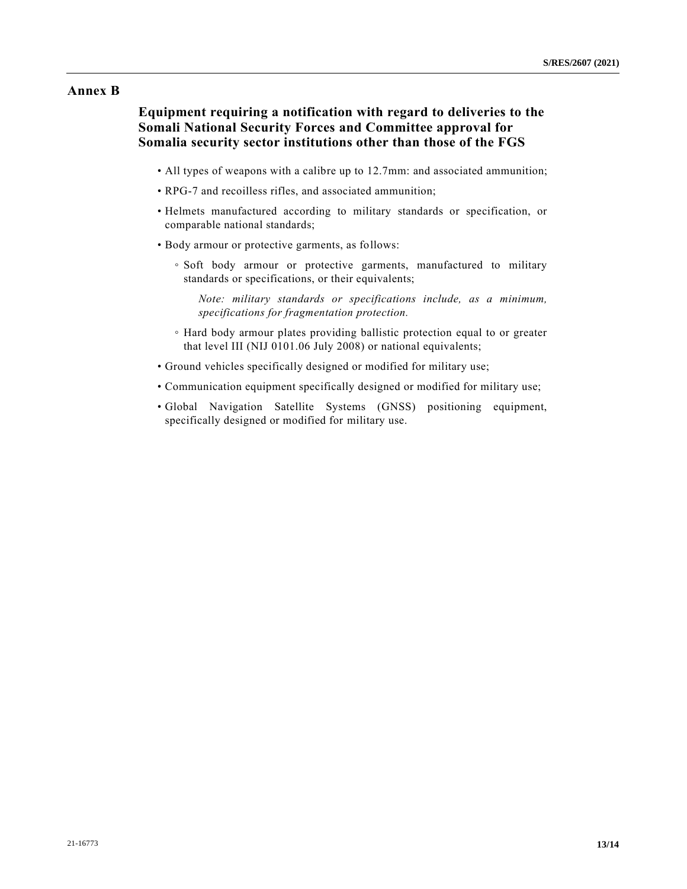## Annex B

### Equipment requiring a notification with regard to deliveries to the Somali National Security Forces and Committee approval for Somalia security sector institutions other than those of the FGS

- All types of weapons with a calibre up to 12.7mm: and associated ammunition;
- RPG-7 and recoilless rifles, and associated ammunition;
- Helmets manufactured according to military standards or specification, or comparable national standards;
- Body armour or protective garments, as follows:
  - Soft body armour or protective garments, manufactured to military standards or specifications, or their equivalents;

    *Note: military standards or specifications include, as a minimum, specifications for fragmentation protection.*

  - Hard body armour plates providing ballistic protection equal to or greater that level III (NIJ 0101.06 July 2008) or national equivalents;
- Ground vehicles specifically designed or modified for military use;
- Communication equipment specifically designed or modified for military use;
- Global Navigation Satellite Systems (GNSS) positioning equipment, specifically designed or modified for military use.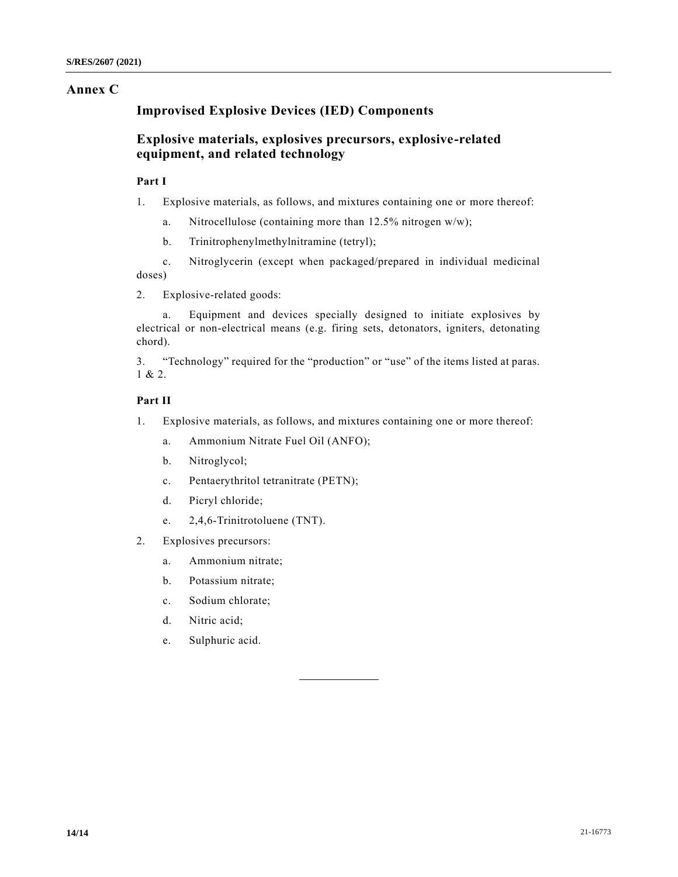# Annex C

## Improvised Explosive Devices (IED) Components

## Explosive materials, explosives precursors, explosive-related equipment, and related technology

### Part I

1. Explosive materials, as follows, and mixtures containing one or more thereof:

   a. Nitrocellulose (containing more than 12.5% nitrogen w/w);

   b. Trinitrophenylmethylnitramine (tetryl);

   c. Nitroglycerin (except when packaged/prepared in individual medicinal doses)

2. Explosive-related goods:

   a. Equipment and devices specially designed to initiate explosives by electrical or non-electrical means (e.g. firing sets, detonators, igniters, detonating chord).

3. "Technology" required for the "production" or "use" of the items listed at paras. 1 & 2.

### Part II

1. Explosive materials, as follows, and mixtures containing one or more thereof:

   a. Ammonium Nitrate Fuel Oil (ANFO);

   b. Nitroglycol;

   c. Pentaerythritol tetranitrate (PETN);

   d. Picryl chloride;

   e. 2,4,6-Trinitrotoluene (TNT).

2. Explosives precursors:

   a. Ammonium nitrate;

   b. Potassium nitrate;

   c. Sodium chlorate;

   d. Nitric acid;

   e. Sulphuric acid.